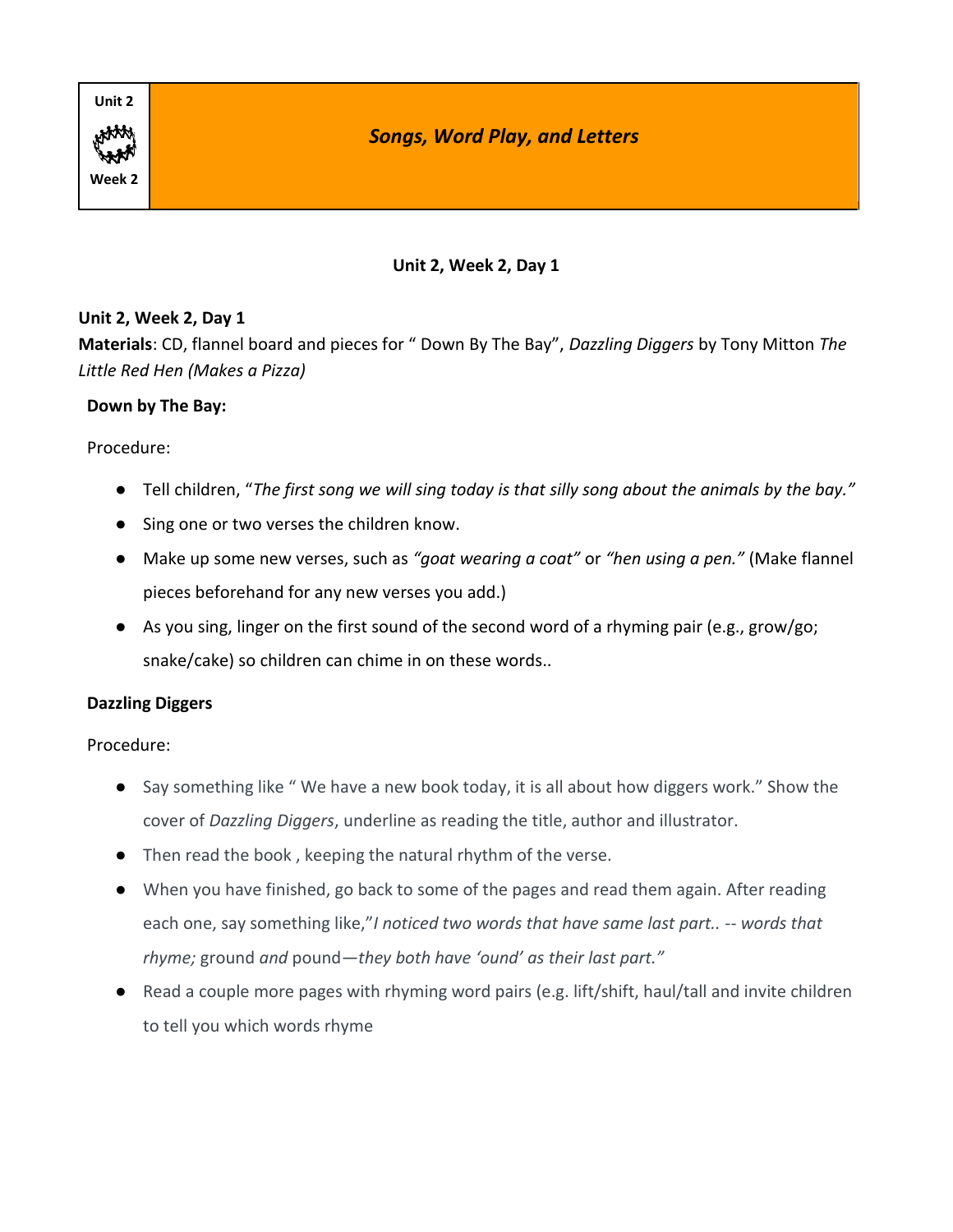Unit 2

Week 2

# *Songs, Word Play, and Letters*

**Unit 2, Week 2, Day 1**

**Unit 2, Week 2, Day 1**

**Materials**: CD, flannel board and pieces for " Down By The Bay", *Dazzling Diggers* by Tony Mitton *The Little Red Hen (Makes a Pizza)*

**Down by The Bay:**

Procedure:

- Tell children, "*The first song we will sing today is that silly song about the animals by the bay."*
- Sing one or two verses the children know.
- Make up some new verses, such as *"goat wearing a coat"* or *"hen using a pen."* (Make flannel pieces beforehand for any new verses you add.)
- As you sing, linger on the first sound of the second word of a rhyming pair (e.g., grow/go; snake/cake) so children can chime in on these words..

**Dazzling Diggers**

Procedure:

- Say something like " We have a new book today, it is all about how diggers work." Show the cover of *Dazzling Diggers*, underline as reading the title, author and illustrator.
- Then read the book , keeping the natural rhythm of the verse.
- When you have finished, go back to some of the pages and read them again. After reading each one, say something like,"*I noticed two words that have same last part.. -- words that rhyme;* ground *and* pound*—they both have 'ound' as their last part."*
- Read a couple more pages with rhyming word pairs (e.g. lift/shift, haul/tall and invite children to tell you which words rhyme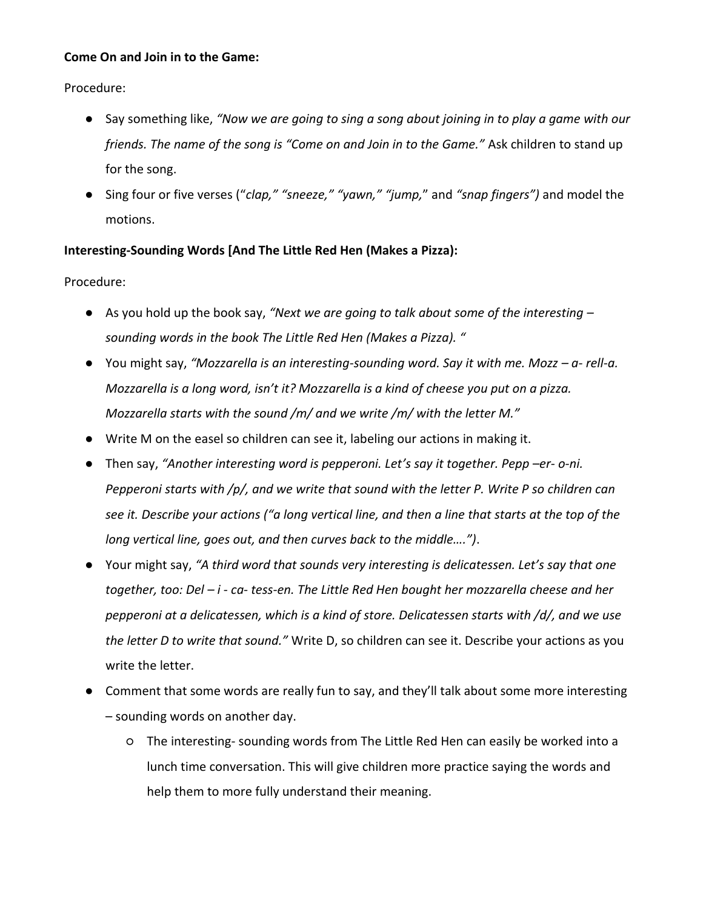**Come On and Join in to the Game:**

Procedure:

- Say something like, *"Now we are going to sing a song about joining in to play a game with our friends. The name of the song is "Come on and Join in to the Game."* Ask children to stand up for the song.
- Sing four or five verses ("*clap," "sneeze," "yawn," "jump,*" and *"snap fingers")* and model the motions.

**Interesting-Sounding Words [And The Little Red Hen (Makes a Pizza):**

Procedure:

- As you hold up the book say, *"Next we are going to talk about some of the interesting – sounding words in the book The Little Red Hen (Makes a Pizza). "*
- You might say, *"Mozzarella is an interesting-sounding word. Say it with me. Mozz – a- rell-a. Mozzarella is a long word, isn't it? Mozzarella is a kind of cheese you put on a pizza. Mozzarella starts with the sound /m/ and we write /m/ with the letter M."*
- Write M on the easel so children can see it, labeling our actions in making it.
- Then say, *"Another interesting word is pepperoni. Let's say it together. Pepp –er- o-ni. Pepperoni starts with /p/, and we write that sound with the letter P. Write P so children can see it. Describe your actions ("a long vertical line, and then a line that starts at the top of the long vertical line, goes out, and then curves back to the middle….")*.
- Your might say, *"A third word that sounds very interesting is delicatessen. Let's say that one together, too: Del – i - ca- tess-en. The Little Red Hen bought her mozzarella cheese and her pepperoni at a delicatessen, which is a kind of store. Delicatessen starts with /d/, and we use the letter D to write that sound."* Write D, so children can see it. Describe your actions as you write the letter.
- Comment that some words are really fun to say, and they'll talk about some more interesting – sounding words on another day.
    - The interesting- sounding words from The Little Red Hen can easily be worked into a lunch time conversation. This will give children more practice saying the words and help them to more fully understand their meaning.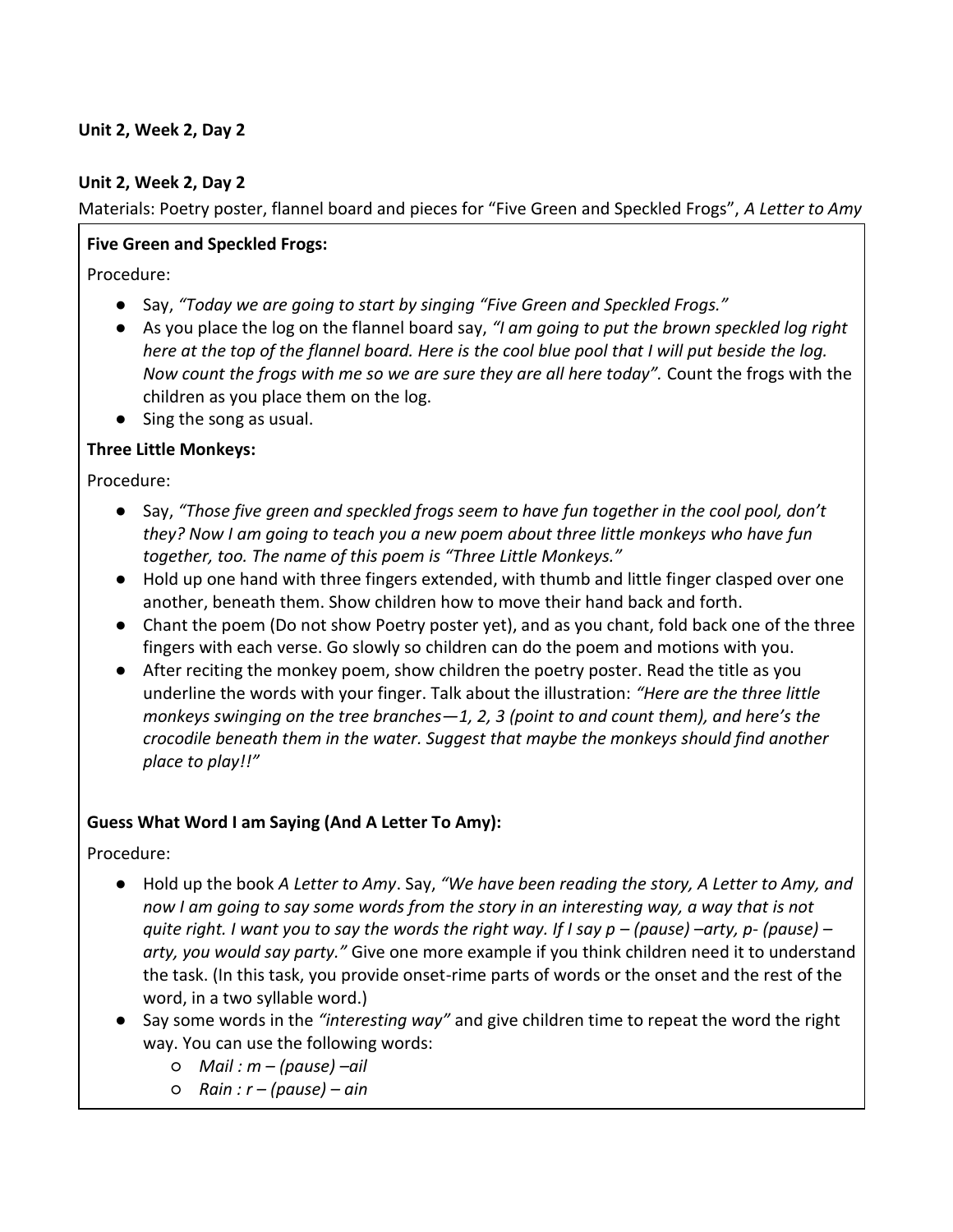**Unit 2, Week 2, Day 2**

**Unit 2, Week 2, Day 2**

Materials: Poetry poster, flannel board and pieces for "Five Green and Speckled Frogs", *A Letter to Amy*

**Five Green and Speckled Frogs:**

Procedure:

- Say, *"Today we are going to start by singing "Five Green and Speckled Frogs."*
- As you place the log on the flannel board say, *"I am going to put the brown speckled log right here at the top of the flannel board. Here is the cool blue pool that I will put beside the log. Now count the frogs with me so we are sure they are all here today".* Count the frogs with the children as you place them on the log.
- Sing the song as usual.

**Three Little Monkeys:**

Procedure:

- Say, *"Those five green and speckled frogs seem to have fun together in the cool pool, don't they? Now I am going to teach you a new poem about three little monkeys who have fun together, too. The name of this poem is "Three Little Monkeys."*
- Hold up one hand with three fingers extended, with thumb and little finger clasped over one another, beneath them. Show children how to move their hand back and forth.
- Chant the poem (Do not show Poetry poster yet), and as you chant, fold back one of the three fingers with each verse. Go slowly so children can do the poem and motions with you.
- After reciting the monkey poem, show children the poetry poster. Read the title as you underline the words with your finger. Talk about the illustration: *"Here are the three little monkeys swinging on the tree branches—1, 2, 3 (point to and count them), and here's the crocodile beneath them in the water. Suggest that maybe the monkeys should find another place to play!!"*

**Guess What Word I am Saying (And A Letter To Amy):**

Procedure:

- Hold up the book *A Letter to Amy*. Say, *"We have been reading the story, A Letter to Amy, and now I am going to say some words from the story in an interesting way, a way that is not quite right. I want you to say the words the right way. If I say p – (pause) –arty, p- (pause) –arty, you would say party."* Give one more example if you think children need it to understand the task. (In this task, you provide onset-rime parts of words or the onset and the rest of the word, in a two syllable word.)
- Say some words in the *"interesting way"* and give children time to repeat the word the right way. You can use the following words:
    - *Mail : m – (pause) –ail*
    - *Rain : r – (pause) – ain*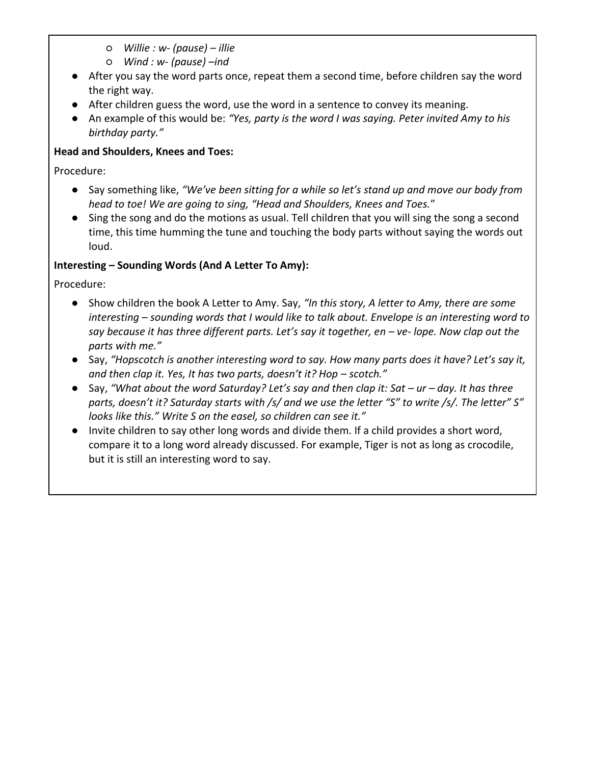- *Willie : w- (pause) – illie*
    - *Wind : w- (pause) –ind*
- After you say the word parts once, repeat them a second time, before children say the word the right way.
- After children guess the word, use the word in a sentence to convey its meaning.
- An example of this would be: *"Yes, party is the word I was saying. Peter invited Amy to his birthday party."*

**Head and Shoulders, Knees and Toes:**

Procedure:

- Say something like, *"We've been sitting for a while so let's stand up and move our body from head to toe! We are going to sing, "Head and Shoulders, Knees and Toes.*"
- Sing the song and do the motions as usual. Tell children that you will sing the song a second time, this time humming the tune and touching the body parts without saying the words out loud.

**Interesting – Sounding Words (And A Letter To Amy):**

Procedure:

- Show children the book A Letter to Amy. Say, *"In this story, A letter to Amy, there are some interesting – sounding words that I would like to talk about. Envelope is an interesting word to say because it has three different parts. Let's say it together, en – ve- lope. Now clap out the parts with me."*
- Say, *"Hopscotch is another interesting word to say. How many parts does it have? Let's say it, and then clap it. Yes, It has two parts, doesn't it? Hop – scotch."*
- Say, *"What about the word Saturday? Let's say and then clap it: Sat – ur – day. It has three parts, doesn't it? Saturday starts with /s/ and we use the letter "S" to write /s/. The letter" S" looks like this." Write S on the easel, so children can see it."*
- Invite children to say other long words and divide them. If a child provides a short word, compare it to a long word already discussed. For example, Tiger is not as long as crocodile, but it is still an interesting word to say.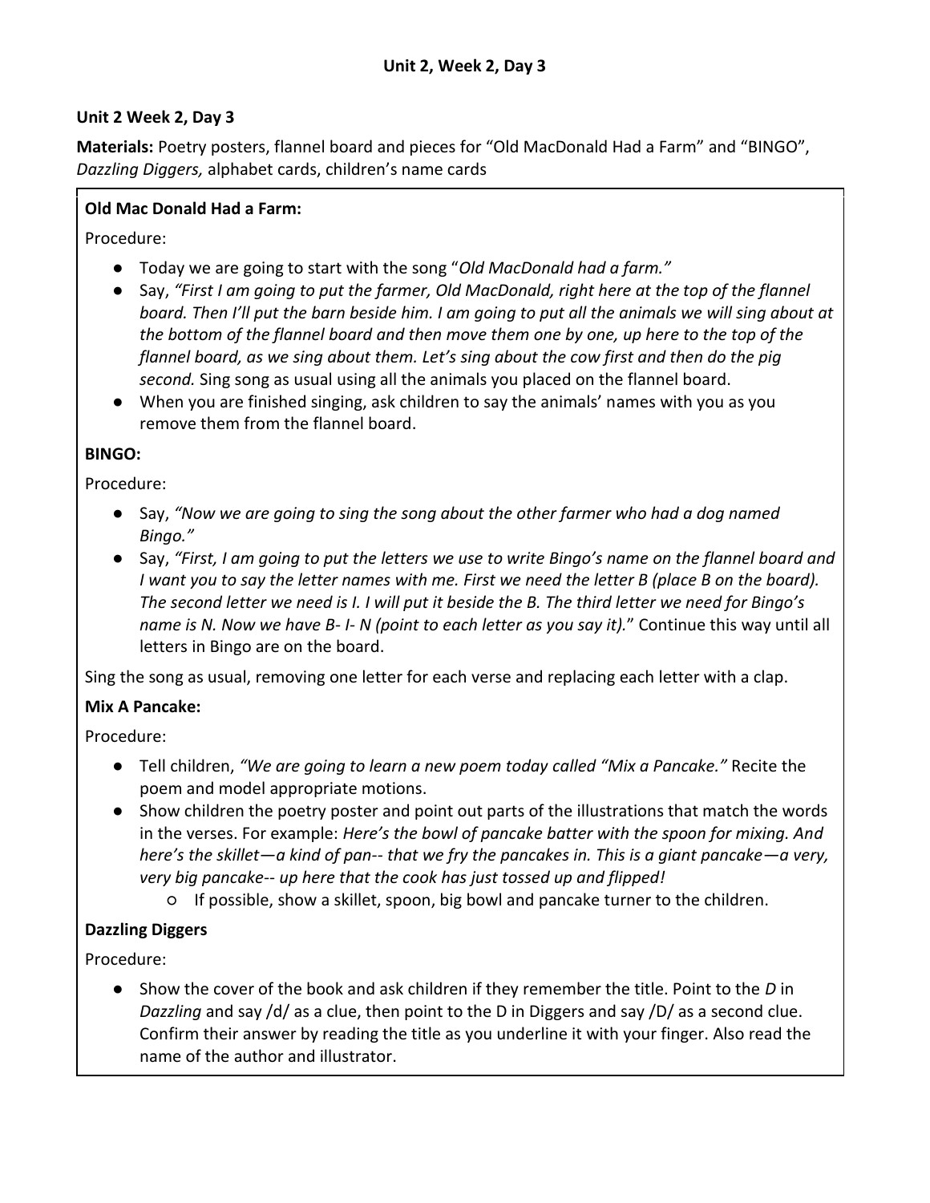# Unit 2, Week 2, Day 3

**Unit 2 Week 2, Day 3**

**Materials:** Poetry posters, flannel board and pieces for "Old MacDonald Had a Farm" and "BINGO", *Dazzling Diggers,* alphabet cards, children's name cards

**Old Mac Donald Had a Farm:**

Procedure:

- Today we are going to start with the song "*Old MacDonald had a farm."*
- Say, *"First I am going to put the farmer, Old MacDonald, right here at the top of the flannel board. Then I'll put the barn beside him. I am going to put all the animals we will sing about at the bottom of the flannel board and then move them one by one, up here to the top of the flannel board, as we sing about them. Let's sing about the cow first and then do the pig second.* Sing song as usual using all the animals you placed on the flannel board.
- When you are finished singing, ask children to say the animals' names with you as you remove them from the flannel board.

**BINGO:**

Procedure:

- Say, *"Now we are going to sing the song about the other farmer who had a dog named Bingo."*
- Say, *"First, I am going to put the letters we use to write Bingo's name on the flannel board and I want you to say the letter names with me. First we need the letter B (place B on the board). The second letter we need is I. I will put it beside the B. The third letter we need for Bingo's name is N. Now we have B- I- N (point to each letter as you say it).*" Continue this way until all letters in Bingo are on the board.

Sing the song as usual, removing one letter for each verse and replacing each letter with a clap.

**Mix A Pancake:**

Procedure:

- Tell children, *"We are going to learn a new poem today called "Mix a Pancake."* Recite the poem and model appropriate motions.
- Show children the poetry poster and point out parts of the illustrations that match the words in the verses. For example: *Here's the bowl of pancake batter with the spoon for mixing. And here's the skillet—a kind of pan-- that we fry the pancakes in. This is a giant pancake—a very, very big pancake-- up here that the cook has just tossed up and flipped!*
    - If possible, show a skillet, spoon, big bowl and pancake turner to the children.

**Dazzling Diggers**

Procedure:

- Show the cover of the book and ask children if they remember the title. Point to the *D* in *Dazzling* and say /d/ as a clue, then point to the D in Diggers and say /D/ as a second clue. Confirm their answer by reading the title as you underline it with your finger. Also read the name of the author and illustrator.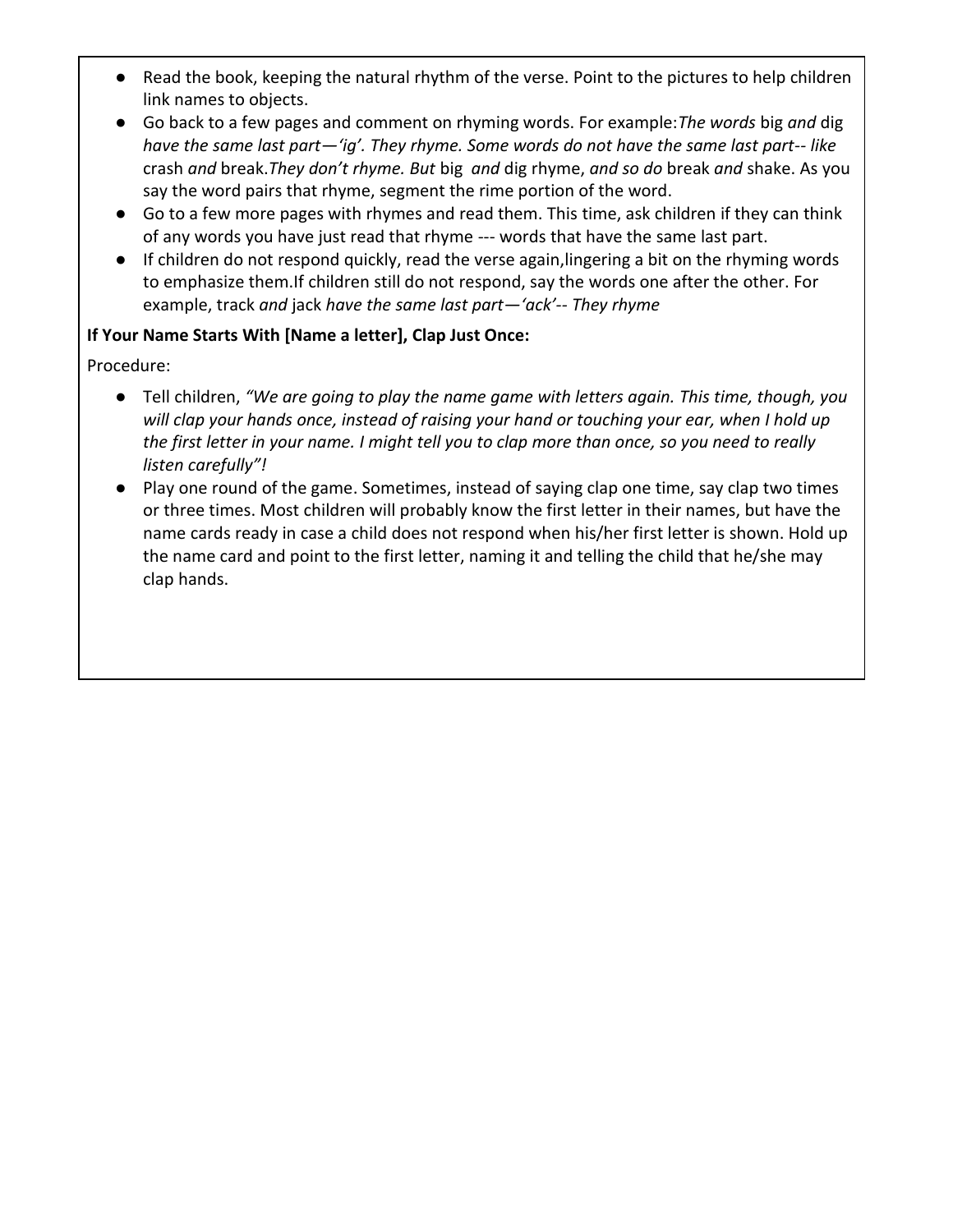- Read the book, keeping the natural rhythm of the verse. Point to the pictures to help children link names to objects.
- Go back to a few pages and comment on rhyming words. For example:*The words* big *and* dig *have the same last part—'ig'. They rhyme. Some words do not have the same last part-- like* crash *and* break.*They don't rhyme. But* big *and* dig rhyme, *and so do* break *and* shake. As you say the word pairs that rhyme, segment the rime portion of the word.
- Go to a few more pages with rhymes and read them. This time, ask children if they can think of any words you have just read that rhyme --- words that have the same last part.
- If children do not respond quickly, read the verse again,lingering a bit on the rhyming words to emphasize them.If children still do not respond, say the words one after the other. For example, track *and* jack *have the same last part—'ack'-- They rhyme*

**If Your Name Starts With [Name a letter], Clap Just Once:**

Procedure:

- Tell children, *"We are going to play the name game with letters again. This time, though, you will clap your hands once, instead of raising your hand or touching your ear, when I hold up the first letter in your name. I might tell you to clap more than once, so you need to really listen carefully"!*
- Play one round of the game. Sometimes, instead of saying clap one time, say clap two times or three times. Most children will probably know the first letter in their names, but have the name cards ready in case a child does not respond when his/her first letter is shown. Hold up the name card and point to the first letter, naming it and telling the child that he/she may clap hands.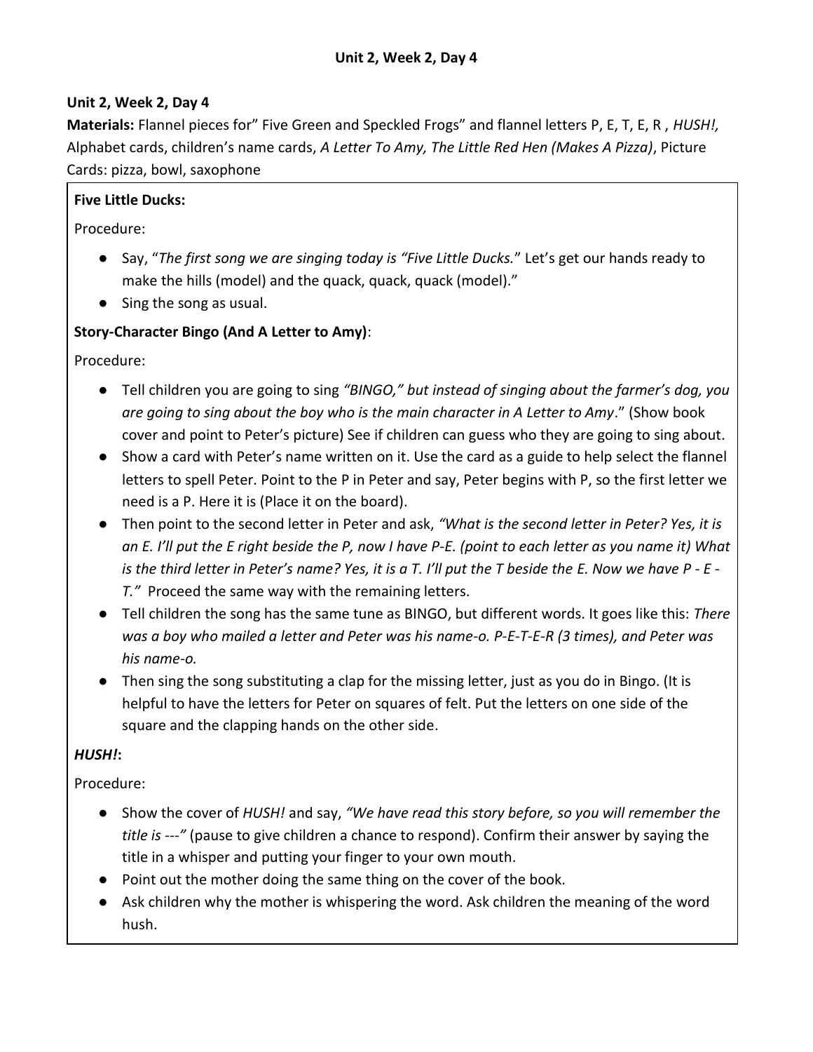## Unit 2, Week 2, Day 4

**Unit 2, Week 2, Day 4**

**Materials:** Flannel pieces for" Five Green and Speckled Frogs" and flannel letters P, E, T, E, R , *HUSH!,* Alphabet cards, children's name cards, *A Letter To Amy, The Little Red Hen (Makes A Pizza)*, Picture Cards: pizza, bowl, saxophone

**Five Little Ducks:**

Procedure:

- Say, "*The first song we are singing today is "Five Little Ducks.*" Let's get our hands ready to make the hills (model) and the quack, quack, quack (model)."
- Sing the song as usual.

**Story-Character Bingo (And A Letter to Amy)**:

Procedure:

- Tell children you are going to sing *"BINGO," but instead of singing about the farmer's dog, you are going to sing about the boy who is the main character in A Letter to Amy*." (Show book cover and point to Peter's picture) See if children can guess who they are going to sing about.
- Show a card with Peter's name written on it. Use the card as a guide to help select the flannel letters to spell Peter. Point to the P in Peter and say, Peter begins with P, so the first letter we need is a P. Here it is (Place it on the board).
- Then point to the second letter in Peter and ask, *"What is the second letter in Peter? Yes, it is an E. I'll put the E right beside the P, now I have P-E. (point to each letter as you name it) What is the third letter in Peter's name? Yes, it is a T. I'll put the T beside the E. Now we have P - E - T."* Proceed the same way with the remaining letters.
- Tell children the song has the same tune as BINGO, but different words. It goes like this: *There was a boy who mailed a letter and Peter was his name-o. P-E-T-E-R (3 times), and Peter was his name-o.*
- Then sing the song substituting a clap for the missing letter, just as you do in Bingo. (It is helpful to have the letters for Peter on squares of felt. Put the letters on one side of the square and the clapping hands on the other side.

***HUSH!*:**

Procedure:

- Show the cover of *HUSH!* and say, *"We have read this story before, so you will remember the title is ---"* (pause to give children a chance to respond). Confirm their answer by saying the title in a whisper and putting your finger to your own mouth.
- Point out the mother doing the same thing on the cover of the book.
- Ask children why the mother is whispering the word. Ask children the meaning of the word hush.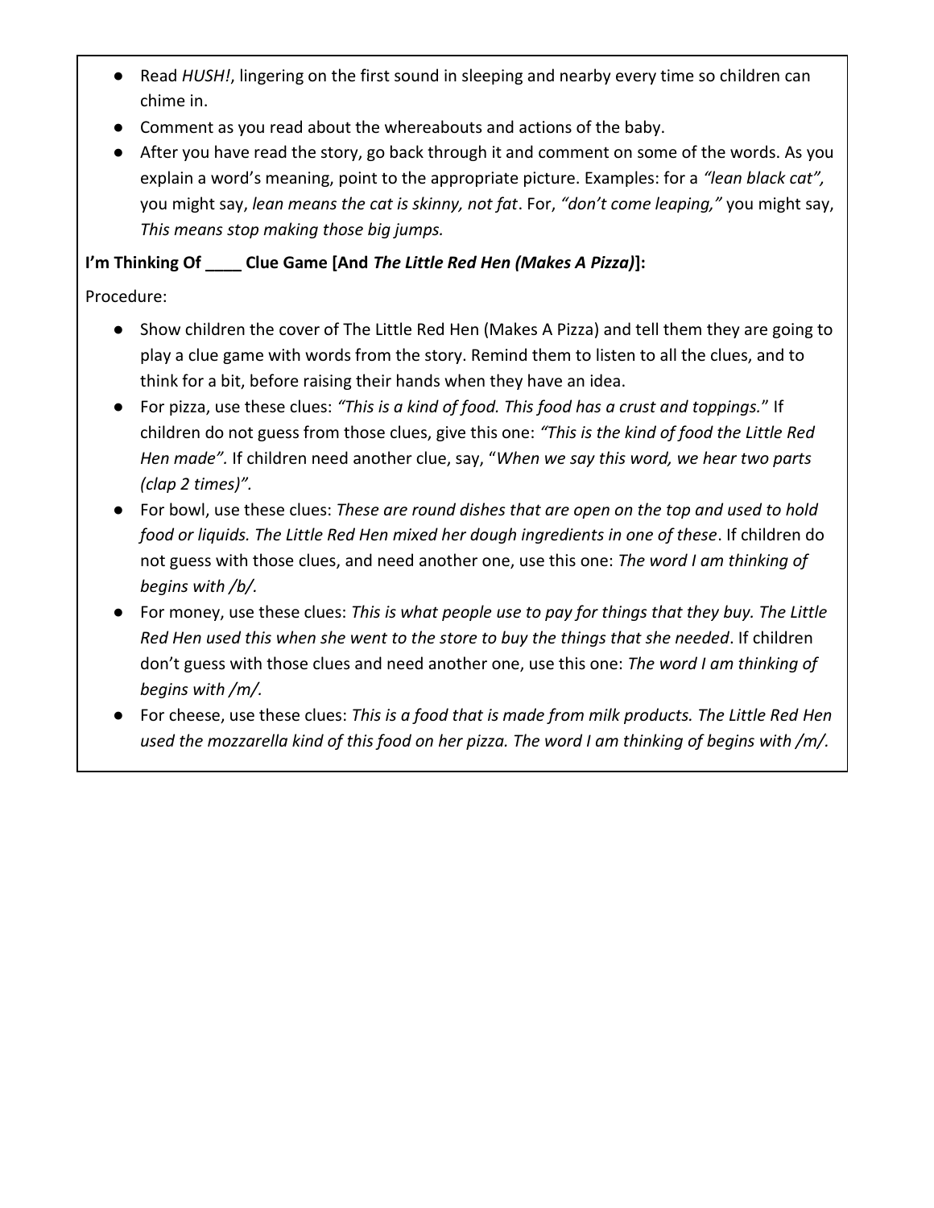- Read *HUSH!*, lingering on the first sound in sleeping and nearby every time so children can chime in.
- Comment as you read about the whereabouts and actions of the baby.
- After you have read the story, go back through it and comment on some of the words. As you explain a word's meaning, point to the appropriate picture. Examples: for a *"lean black cat",* you might say, *lean means the cat is skinny, not fat*. For, *"don't come leaping,"* you might say, *This means stop making those big jumps.*

**I'm Thinking Of ____ Clue Game [And *The Little Red Hen (Makes A Pizza)*]:**

Procedure:

- Show children the cover of The Little Red Hen (Makes A Pizza) and tell them they are going to play a clue game with words from the story. Remind them to listen to all the clues, and to think for a bit, before raising their hands when they have an idea.
- For pizza, use these clues: *"This is a kind of food. This food has a crust and toppings.*" If children do not guess from those clues, give this one: *"This is the kind of food the Little Red Hen made".* If children need another clue, say, "*When we say this word, we hear two parts (clap 2 times)"*.
- For bowl, use these clues: *These are round dishes that are open on the top and used to hold food or liquids. The Little Red Hen mixed her dough ingredients in one of these*. If children do not guess with those clues, and need another one, use this one: *The word I am thinking of begins with /b/.*
- For money, use these clues: *This is what people use to pay for things that they buy. The Little Red Hen used this when she went to the store to buy the things that she needed*. If children don't guess with those clues and need another one, use this one: *The word I am thinking of begins with /m/.*
- For cheese, use these clues: *This is a food that is made from milk products. The Little Red Hen used the mozzarella kind of this food on her pizza. The word I am thinking of begins with /m/.*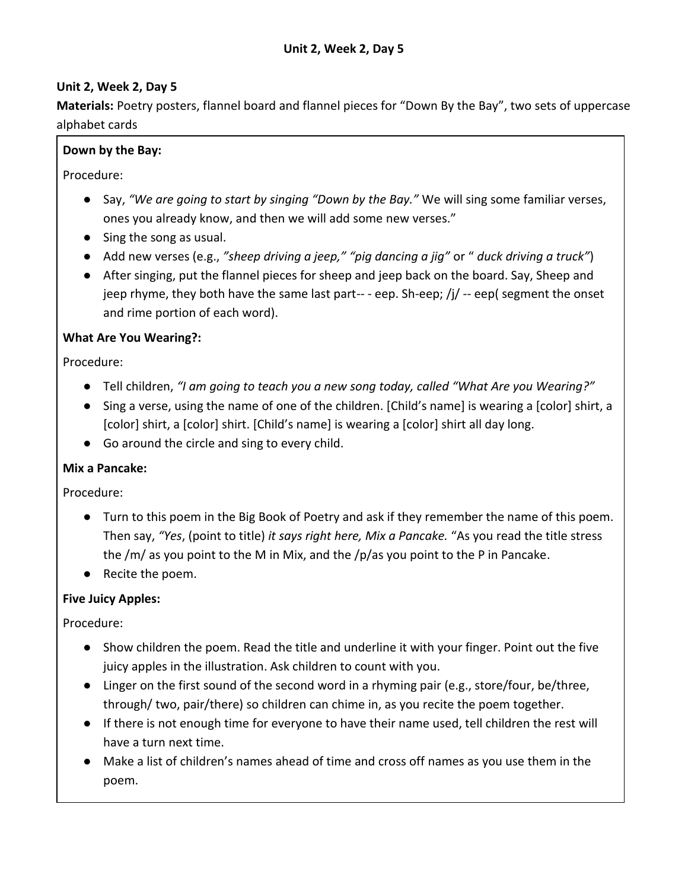**Unit 2, Week 2, Day 5**

**Unit 2, Week 2, Day 5**

**Materials:** Poetry posters, flannel board and flannel pieces for "Down By the Bay", two sets of uppercase alphabet cards

**Down by the Bay:**

Procedure:

- Say, *"We are going to start by singing "Down by the Bay."* We will sing some familiar verses, ones you already know, and then we will add some new verses."
- Sing the song as usual.
- Add new verses (e.g., *"sheep driving a jeep," "pig dancing a jig"* or " *duck driving a truck"*)
- After singing, put the flannel pieces for sheep and jeep back on the board. Say, Sheep and jeep rhyme, they both have the same last part-- - eep. Sh-eep; /j/ -- eep( segment the onset and rime portion of each word).

**What Are You Wearing?:**

Procedure:

- Tell children, *"I am going to teach you a new song today, called "What Are you Wearing?"*
- Sing a verse, using the name of one of the children. [Child's name] is wearing a [color] shirt, a [color] shirt, a [color] shirt. [Child's name] is wearing a [color] shirt all day long.
- Go around the circle and sing to every child.

**Mix a Pancake:**

Procedure:

- Turn to this poem in the Big Book of Poetry and ask if they remember the name of this poem. Then say, *"Yes*, (point to title) *it says right here, Mix a Pancake.* "As you read the title stress the /m/ as you point to the M in Mix, and the /p/as you point to the P in Pancake.
- Recite the poem.

**Five Juicy Apples:**

Procedure:

- Show children the poem. Read the title and underline it with your finger. Point out the five juicy apples in the illustration. Ask children to count with you.
- Linger on the first sound of the second word in a rhyming pair (e.g., store/four, be/three, through/ two, pair/there) so children can chime in, as you recite the poem together.
- If there is not enough time for everyone to have their name used, tell children the rest will have a turn next time.
- Make a list of children's names ahead of time and cross off names as you use them in the poem.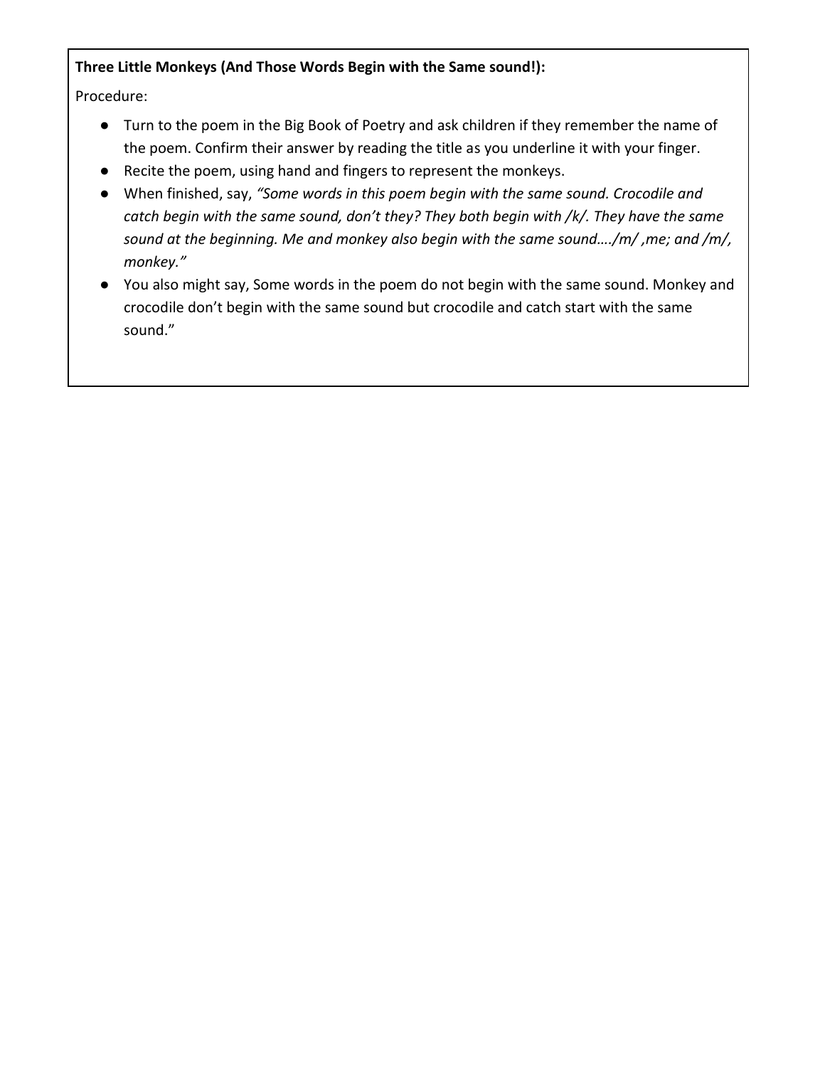**Three Little Monkeys (And Those Words Begin with the Same sound!):**

Procedure:

- Turn to the poem in the Big Book of Poetry and ask children if they remember the name of the poem. Confirm their answer by reading the title as you underline it with your finger.
- Recite the poem, using hand and fingers to represent the monkeys.
- When finished, say, *"Some words in this poem begin with the same sound. Crocodile and catch begin with the same sound, don't they? They both begin with /k/. They have the same sound at the beginning. Me and monkey also begin with the same sound…./m/ ,me; and /m/, monkey."*
- You also might say, Some words in the poem do not begin with the same sound. Monkey and crocodile don't begin with the same sound but crocodile and catch start with the same sound."